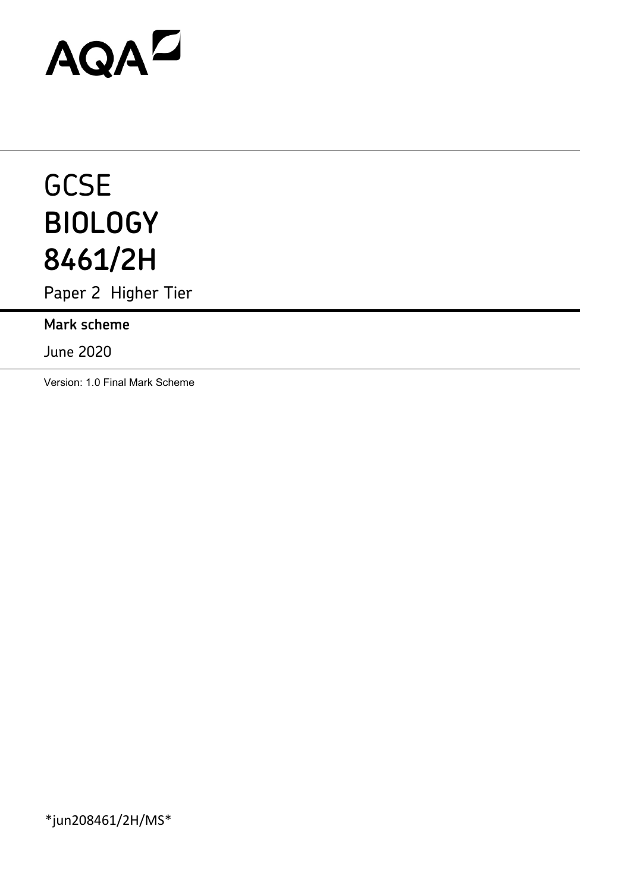AQA

# GCSE
# BIOLOGY
# 8461/2H

Paper 2 Higher Tier

**Mark scheme**

June 2020

Version: 1.0 Final Mark Scheme

*jun208461/2H/MS*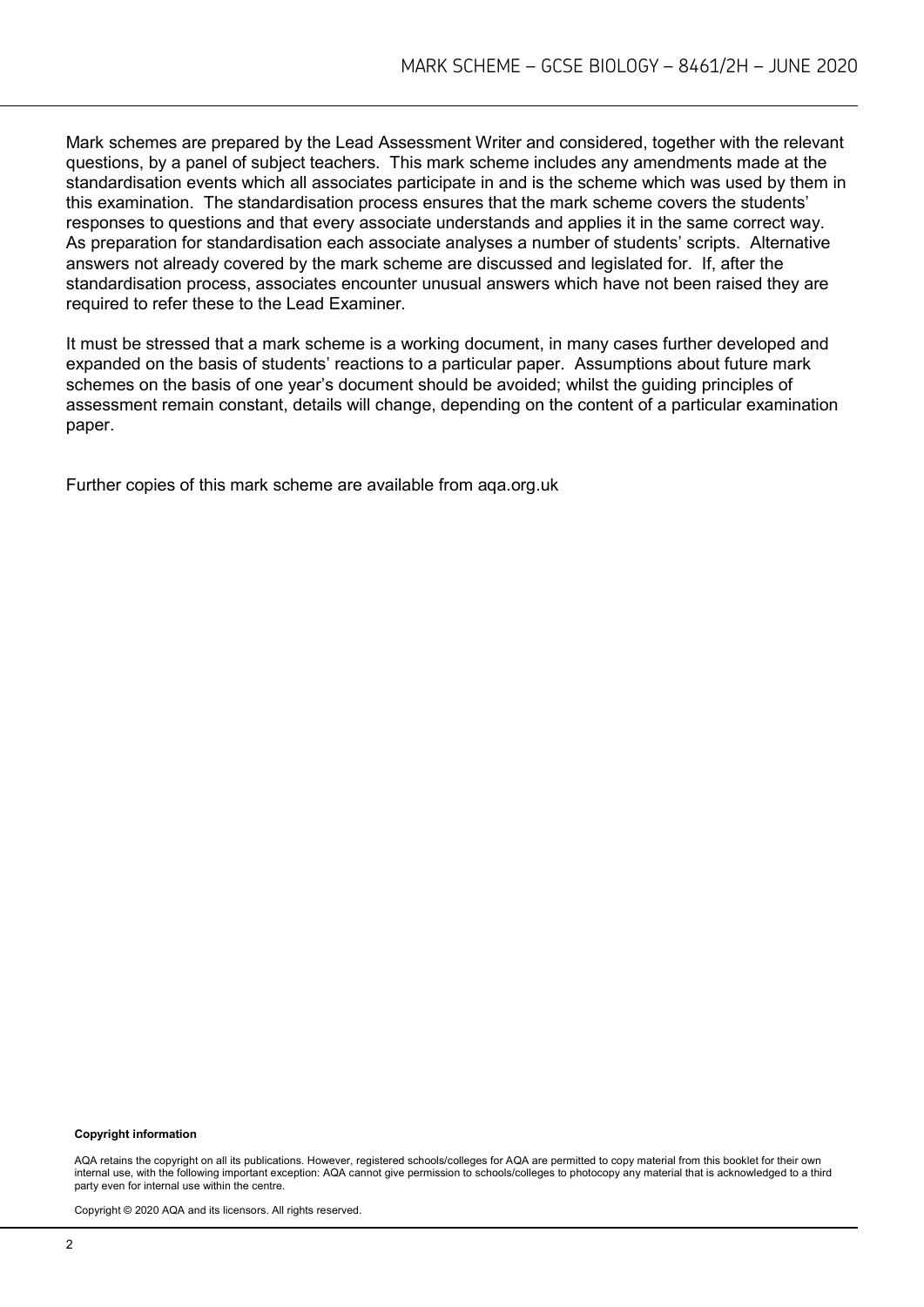Mark schemes are prepared by the Lead Assessment Writer and considered, together with the relevant questions, by a panel of subject teachers. This mark scheme includes any amendments made at the standardisation events which all associates participate in and is the scheme which was used by them in this examination. The standardisation process ensures that the mark scheme covers the students' responses to questions and that every associate understands and applies it in the same correct way. As preparation for standardisation each associate analyses a number of students' scripts. Alternative answers not already covered by the mark scheme are discussed and legislated for. If, after the standardisation process, associates encounter unusual answers which have not been raised they are required to refer these to the Lead Examiner.

It must be stressed that a mark scheme is a working document, in many cases further developed and expanded on the basis of students' reactions to a particular paper. Assumptions about future mark schemes on the basis of one year's document should be avoided; whilst the guiding principles of assessment remain constant, details will change, depending on the content of a particular examination paper.

Further copies of this mark scheme are available from aqa.org.uk

**Copyright information**

AQA retains the copyright on all its publications. However, registered schools/colleges for AQA are permitted to copy material from this booklet for their own internal use, with the following important exception: AQA cannot give permission to schools/colleges to photocopy any material that is acknowledged to a third party even for internal use within the centre.

Copyright © 2020 AQA and its licensors. All rights reserved.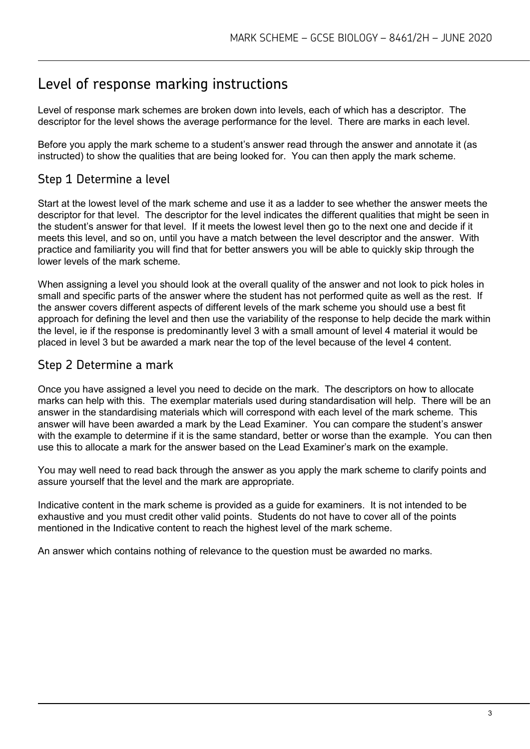# Level of response marking instructions

Level of response mark schemes are broken down into levels, each of which has a descriptor. The descriptor for the level shows the average performance for the level. There are marks in each level.

Before you apply the mark scheme to a student's answer read through the answer and annotate it (as instructed) to show the qualities that are being looked for. You can then apply the mark scheme.

## Step 1 Determine a level

Start at the lowest level of the mark scheme and use it as a ladder to see whether the answer meets the descriptor for that level. The descriptor for the level indicates the different qualities that might be seen in the student's answer for that level. If it meets the lowest level then go to the next one and decide if it meets this level, and so on, until you have a match between the level descriptor and the answer. With practice and familiarity you will find that for better answers you will be able to quickly skip through the lower levels of the mark scheme.

When assigning a level you should look at the overall quality of the answer and not look to pick holes in small and specific parts of the answer where the student has not performed quite as well as the rest. If the answer covers different aspects of different levels of the mark scheme you should use a best fit approach for defining the level and then use the variability of the response to help decide the mark within the level, ie if the response is predominantly level 3 with a small amount of level 4 material it would be placed in level 3 but be awarded a mark near the top of the level because of the level 4 content.

## Step 2 Determine a mark

Once you have assigned a level you need to decide on the mark. The descriptors on how to allocate marks can help with this. The exemplar materials used during standardisation will help. There will be an answer in the standardising materials which will correspond with each level of the mark scheme. This answer will have been awarded a mark by the Lead Examiner. You can compare the student's answer with the example to determine if it is the same standard, better or worse than the example. You can then use this to allocate a mark for the answer based on the Lead Examiner's mark on the example.

You may well need to read back through the answer as you apply the mark scheme to clarify points and assure yourself that the level and the mark are appropriate.

Indicative content in the mark scheme is provided as a guide for examiners. It is not intended to be exhaustive and you must credit other valid points. Students do not have to cover all of the points mentioned in the Indicative content to reach the highest level of the mark scheme.

An answer which contains nothing of relevance to the question must be awarded no marks.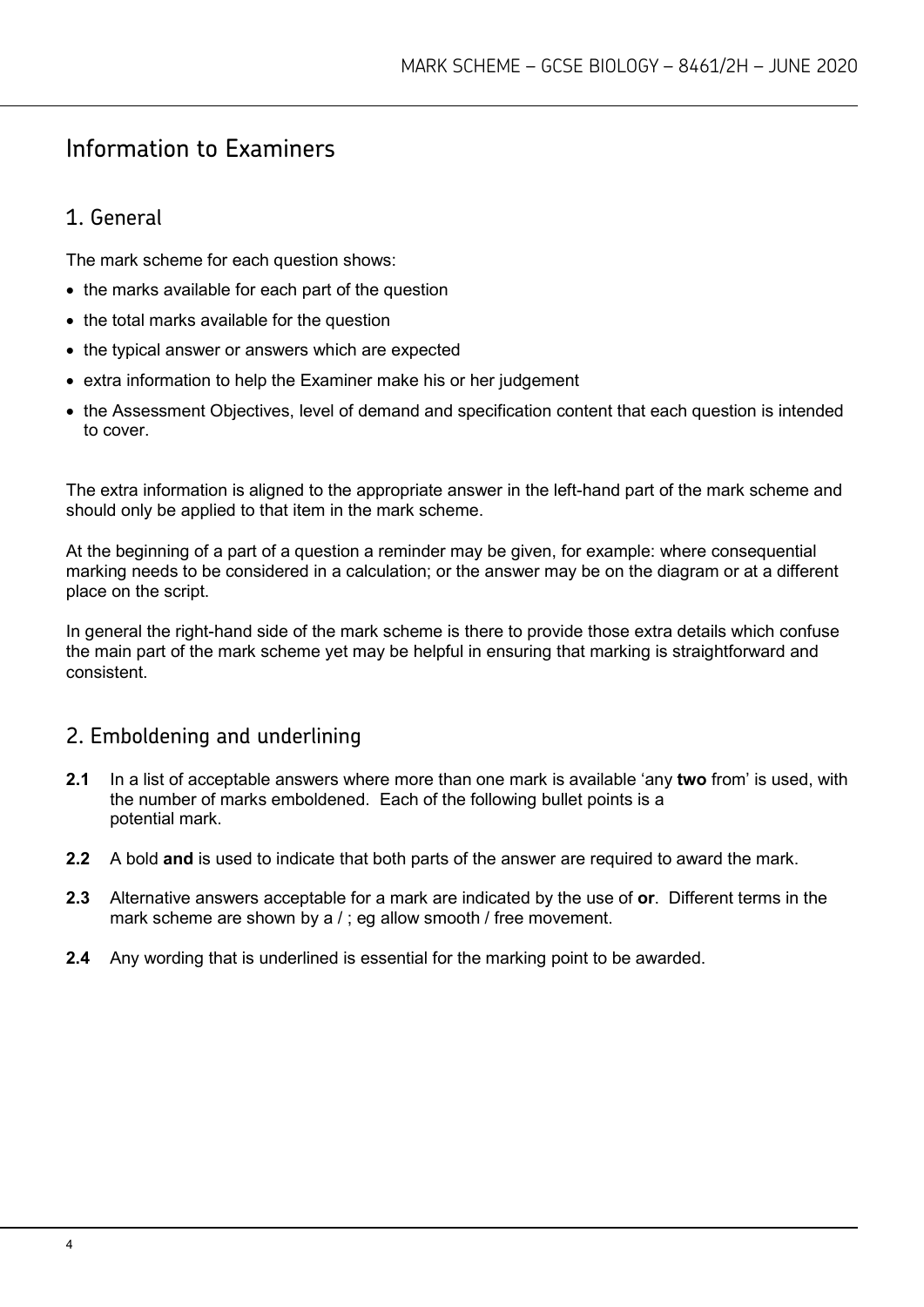# Information to Examiners

## 1. General

The mark scheme for each question shows:

- the marks available for each part of the question
- the total marks available for the question
- the typical answer or answers which are expected
- extra information to help the Examiner make his or her judgement
- the Assessment Objectives, level of demand and specification content that each question is intended to cover.

The extra information is aligned to the appropriate answer in the left-hand part of the mark scheme and should only be applied to that item in the mark scheme.

At the beginning of a part of a question a reminder may be given, for example: where consequential marking needs to be considered in a calculation; or the answer may be on the diagram or at a different place on the script.

In general the right-hand side of the mark scheme is there to provide those extra details which confuse the main part of the mark scheme yet may be helpful in ensuring that marking is straightforward and consistent.

## 2. Emboldening and underlining

**2.1** In a list of acceptable answers where more than one mark is available 'any **two** from' is used, with the number of marks emboldened. Each of the following bullet points is a potential mark.

**2.2** A bold **and** is used to indicate that both parts of the answer are required to award the mark.

**2.3** Alternative answers acceptable for a mark are indicated by the use of **or**. Different terms in the mark scheme are shown by a / ; eg allow smooth / free movement.

**2.4** Any wording that is underlined is essential for the marking point to be awarded.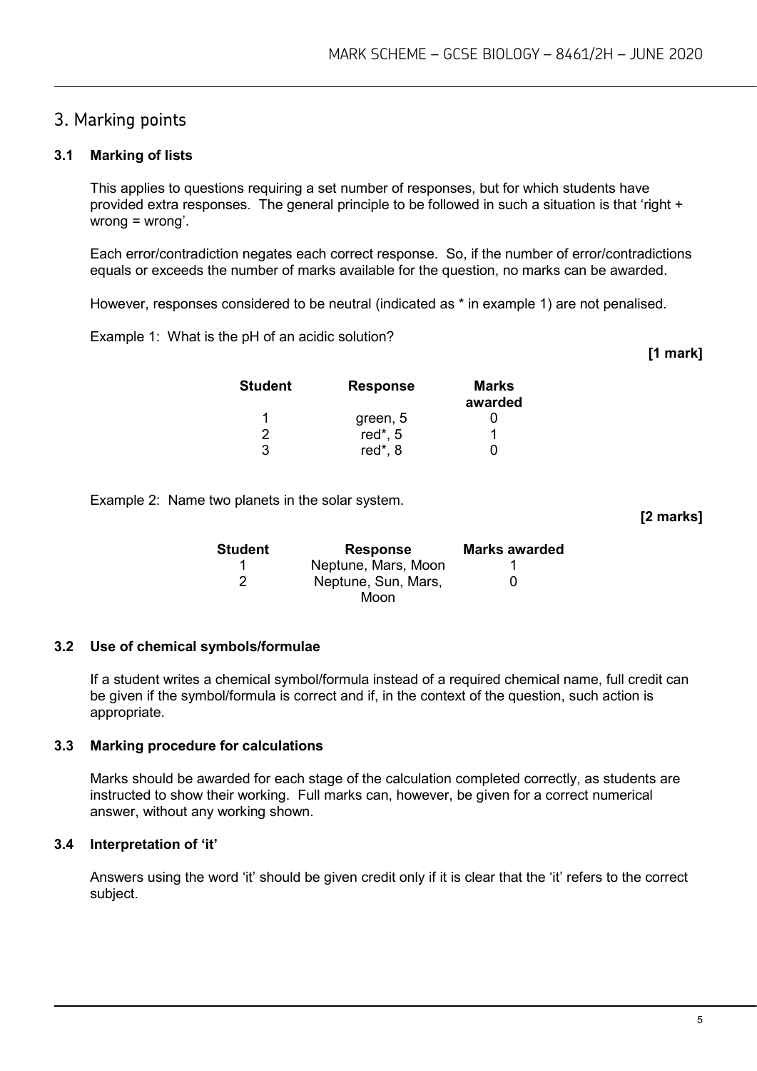## 3. Marking points

### 3.1 Marking of lists

This applies to questions requiring a set number of responses, but for which students have provided extra responses. The general principle to be followed in such a situation is that 'right + wrong = wrong'.

Each error/contradiction negates each correct response. So, if the number of error/contradictions equals or exceeds the number of marks available for the question, no marks can be awarded.

However, responses considered to be neutral (indicated as * in example 1) are not penalised.

Example 1: What is the pH of an acidic solution?

**[1 mark]**

| Student | Response | Marks awarded |
| --- | --- | --- |
| 1 | green, 5 | 0 |
| 2 | red*, 5 | 1 |
| 3 | red*, 8 | 0 |

Example 2: Name two planets in the solar system.

**[2 marks]**

| Student | Response | Marks awarded |
| --- | --- | --- |
| 1 | Neptune, Mars, Moon | 1 |
| 2 | Neptune, Sun, Mars, Moon | 0 |

### 3.2 Use of chemical symbols/formulae

If a student writes a chemical symbol/formula instead of a required chemical name, full credit can be given if the symbol/formula is correct and if, in the context of the question, such action is appropriate.

### 3.3 Marking procedure for calculations

Marks should be awarded for each stage of the calculation completed correctly, as students are instructed to show their working. Full marks can, however, be given for a correct numerical answer, without any working shown.

### 3.4 Interpretation of 'it'

Answers using the word 'it' should be given credit only if it is clear that the 'it' refers to the correct subject.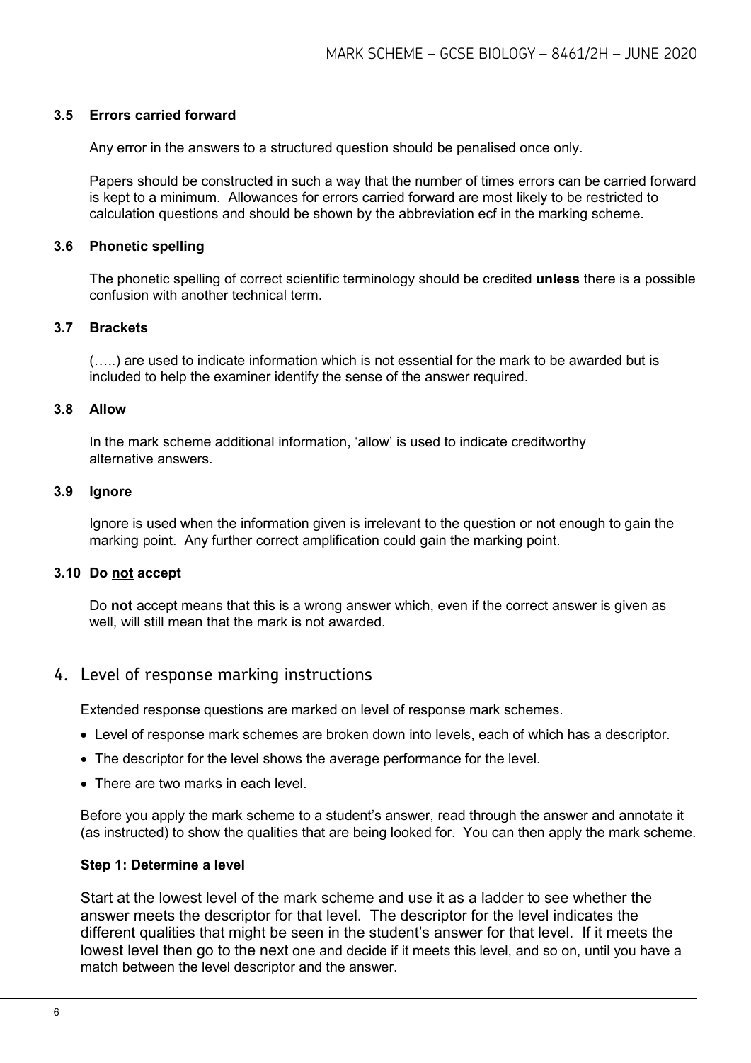### 3.5 Errors carried forward

Any error in the answers to a structured question should be penalised once only.

Papers should be constructed in such a way that the number of times errors can be carried forward is kept to a minimum. Allowances for errors carried forward are most likely to be restricted to calculation questions and should be shown by the abbreviation ecf in the marking scheme.

### 3.6 Phonetic spelling

The phonetic spelling of correct scientific terminology should be credited **unless** there is a possible confusion with another technical term.

### 3.7 Brackets

(…..) are used to indicate information which is not essential for the mark to be awarded but is included to help the examiner identify the sense of the answer required.

### 3.8 Allow

In the mark scheme additional information, 'allow' is used to indicate creditworthy alternative answers.

### 3.9 Ignore

Ignore is used when the information given is irrelevant to the question or not enough to gain the marking point. Any further correct amplification could gain the marking point.

### 3.10 Do not accept

Do **not** accept means that this is a wrong answer which, even if the correct answer is given as well, will still mean that the mark is not awarded.

## 4. Level of response marking instructions

Extended response questions are marked on level of response mark schemes.

- Level of response mark schemes are broken down into levels, each of which has a descriptor.
- The descriptor for the level shows the average performance for the level.
- There are two marks in each level.

Before you apply the mark scheme to a student's answer, read through the answer and annotate it (as instructed) to show the qualities that are being looked for. You can then apply the mark scheme.

**Step 1: Determine a level**

Start at the lowest level of the mark scheme and use it as a ladder to see whether the answer meets the descriptor for that level. The descriptor for the level indicates the different qualities that might be seen in the student's answer for that level. If it meets the lowest level then go to the next one and decide if it meets this level, and so on, until you have a match between the level descriptor and the answer.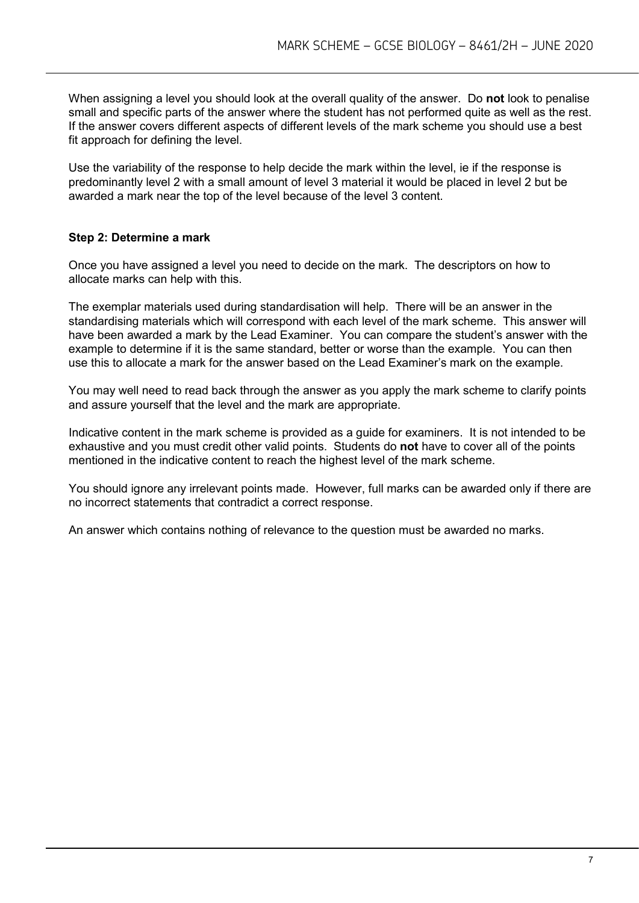When assigning a level you should look at the overall quality of the answer. Do **not** look to penalise small and specific parts of the answer where the student has not performed quite as well as the rest. If the answer covers different aspects of different levels of the mark scheme you should use a best fit approach for defining the level.

Use the variability of the response to help decide the mark within the level, ie if the response is predominantly level 2 with a small amount of level 3 material it would be placed in level 2 but be awarded a mark near the top of the level because of the level 3 content.

### Step 2: Determine a mark

Once you have assigned a level you need to decide on the mark. The descriptors on how to allocate marks can help with this.

The exemplar materials used during standardisation will help. There will be an answer in the standardising materials which will correspond with each level of the mark scheme. This answer will have been awarded a mark by the Lead Examiner. You can compare the student's answer with the example to determine if it is the same standard, better or worse than the example. You can then use this to allocate a mark for the answer based on the Lead Examiner's mark on the example.

You may well need to read back through the answer as you apply the mark scheme to clarify points and assure yourself that the level and the mark are appropriate.

Indicative content in the mark scheme is provided as a guide for examiners. It is not intended to be exhaustive and you must credit other valid points. Students do **not** have to cover all of the points mentioned in the indicative content to reach the highest level of the mark scheme.

You should ignore any irrelevant points made. However, full marks can be awarded only if there are no incorrect statements that contradict a correct response.

An answer which contains nothing of relevance to the question must be awarded no marks.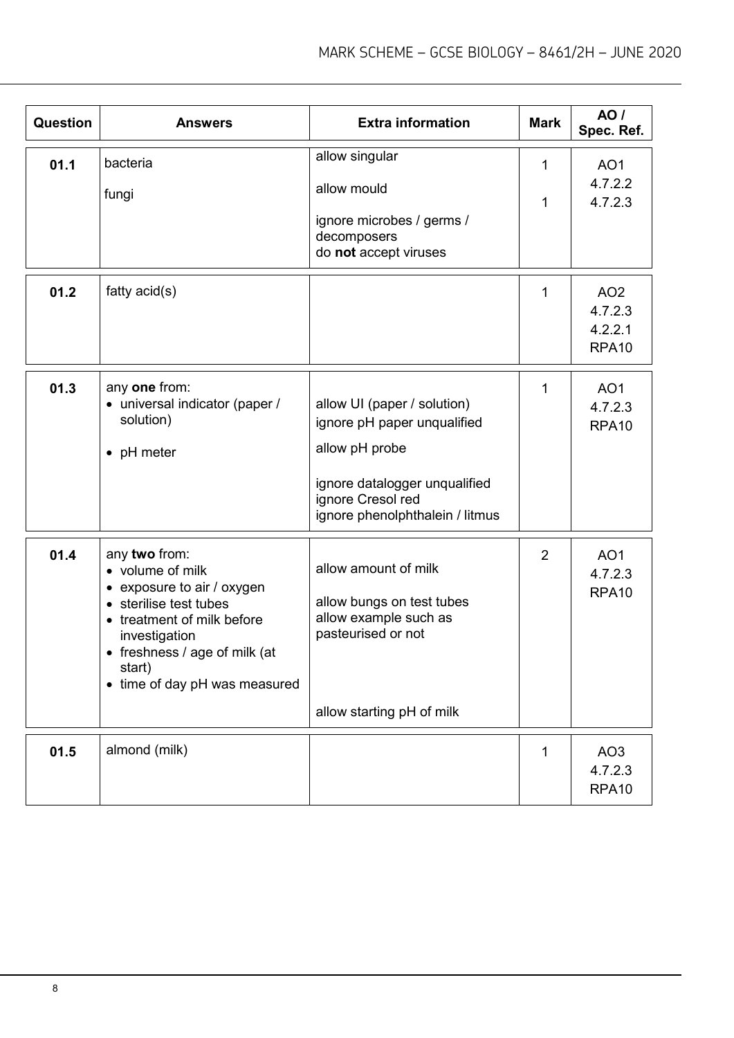| Question | Answers | Extra information | Mark | AO / Spec. Ref. |
|---|---|---|---|---|
| 01.1 | bacteria<br><br>fungi | allow singular<br><br>allow mould<br><br>ignore microbes / germs / decomposers<br>do **not** accept viruses | 1<br><br>1 | AO1<br>4.7.2.2<br>4.7.2.3 |
| 01.2 | fatty acid(s) | | 1 | AO2<br>4.7.2.3<br>4.2.2.1<br>RPA10 |
| 01.3 | any **one** from:<br>• universal indicator (paper / solution)<br>• pH meter | allow UI (paper / solution)<br>ignore pH paper unqualified<br>allow pH probe<br><br>ignore datalogger unqualified<br>ignore Cresol red<br>ignore phenolphthalein / litmus | 1 | AO1<br>4.7.2.3<br>RPA10 |
| 01.4 | any **two** from:<br>• volume of milk<br>• exposure to air / oxygen<br>• sterilise test tubes<br>• treatment of milk before investigation<br>• freshness / age of milk (at start)<br>• time of day pH was measured | allow amount of milk<br><br>allow bungs on test tubes<br>allow example such as pasteurised or not<br><br><br>allow starting pH of milk | 2 | AO1<br>4.7.2.3<br>RPA10 |
| 01.5 | almond (milk) | | 1 | AO3<br>4.7.2.3<br>RPA10 |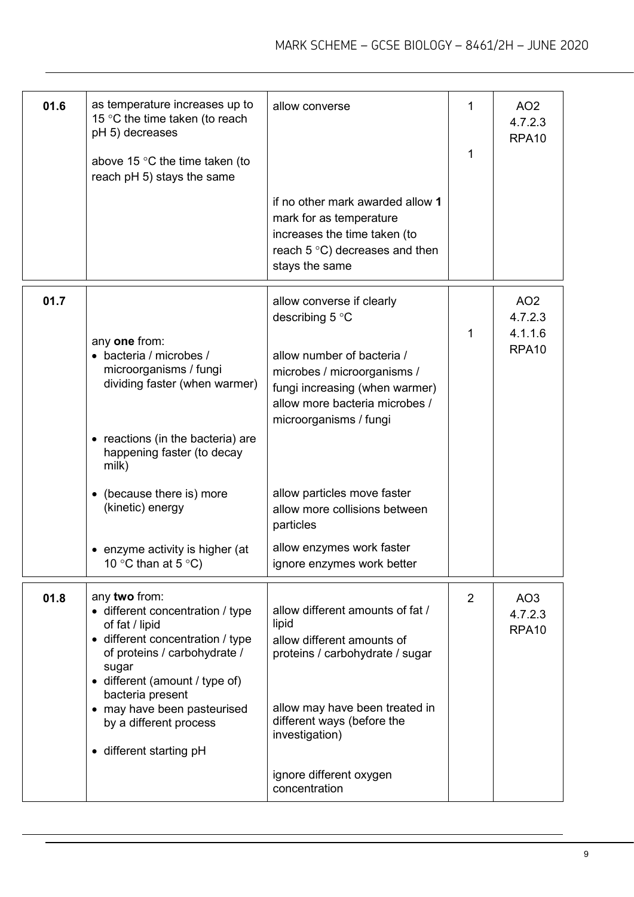| Question | Answers | Extra information | Mark | AO / Spec. ref. |
|---|---|---|---|---|
| 01.6 | as temperature increases up to 15 °C the time taken (to reach pH 5) decreases | allow converse | 1 | AO2<br>4.7.2.3<br>RPA10 |
| | above 15 °C the time taken (to reach pH 5) stays the same | | 1 | |
| | | if no other mark awarded allow **1** mark for as temperature increases the time taken (to reach 5 °C) decreases and then stays the same | | |
| 01.7 | | allow converse if clearly describing 5 °C | 1 | AO2<br>4.7.2.3<br>4.1.1.6<br>RPA10 |
| | any **one** from:<br>• bacteria / microbes / microorganisms / fungi dividing faster (when warmer) | allow number of bacteria / microbes / microorganisms / fungi increasing (when warmer)<br>allow more bacteria microbes / microorganisms / fungi | | |
| | • reactions (in the bacteria) are happening faster (to decay milk) | | | |
| | • (because there is) more (kinetic) energy | allow particles move faster<br>allow more collisions between particles | | |
| | • enzyme activity is higher (at 10 °C than at 5 °C) | allow enzymes work faster<br>ignore enzymes work better | | |
| 01.8 | any **two** from:<br>• different concentration / type of fat / lipid<br>• different concentration / type of proteins / carbohydrate / sugar<br>• different (amount / type of) bacteria present<br>• may have been pasteurised by a different process<br>• different starting pH | allow different amounts of fat / lipid<br>allow different amounts of proteins / carbohydrate / sugar<br><br>allow may have been treated in different ways (before the investigation)<br><br>ignore different oxygen concentration | 2 | AO3<br>4.7.2.3<br>RPA10 |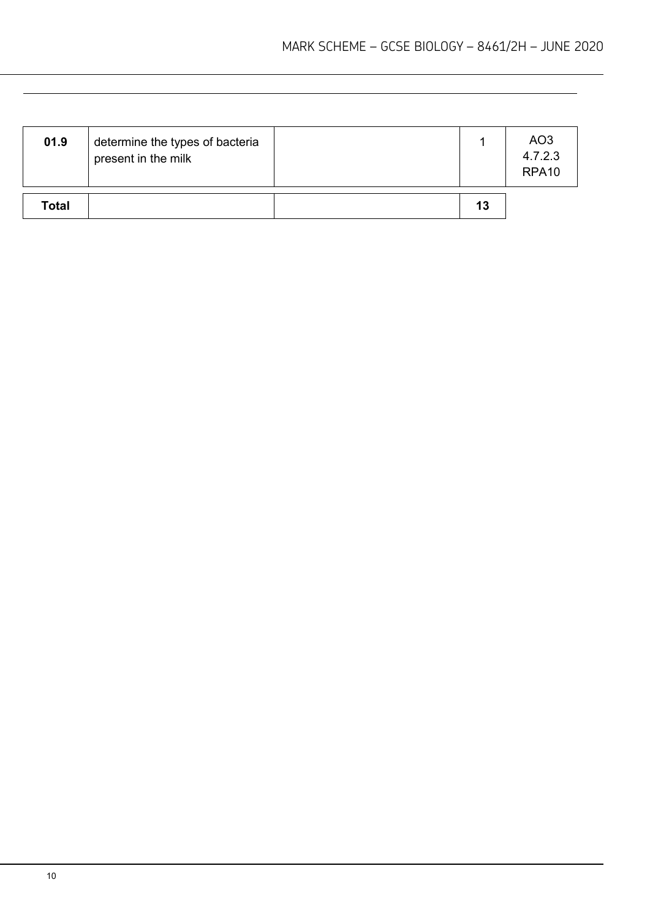| 01.9 | determine the types of bacteria present in the milk | | 1 | AO3<br>4.7.2.3<br>RPA10 |
|---|---|---|---|---|
| **Total** | | | **13** | |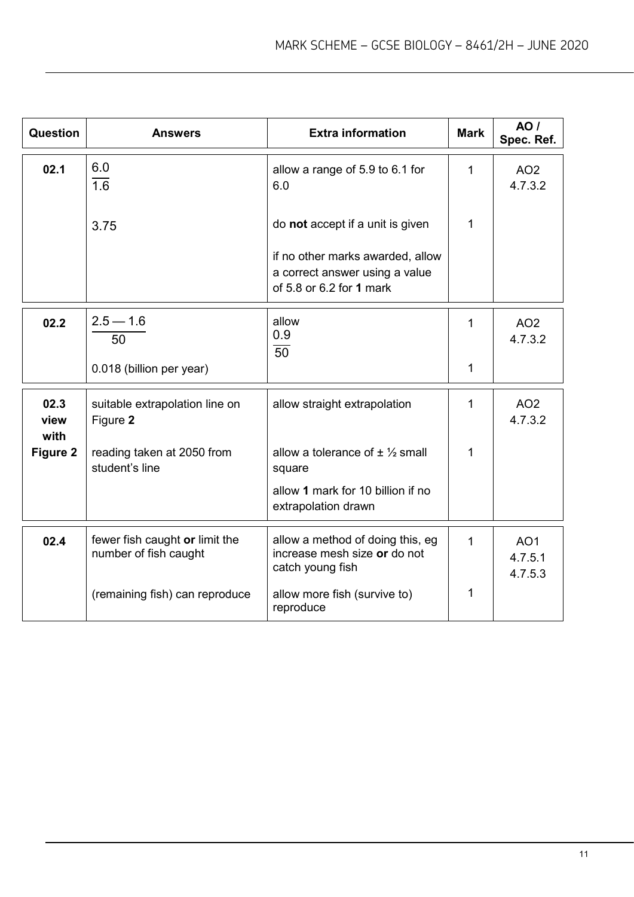| Question | Answers | Extra information | Mark | AO / Spec. Ref. |
|---|---|---|---|---|
| 02.1 | $\frac{6.0}{1.6}$ | allow a range of 5.9 to 6.1 for 6.0 | 1 | AO2<br>4.7.3.2 |
| | 3.75 | do **not** accept if a unit is given<br><br>if no other marks awarded, allow a correct answer using a value of 5.8 or 6.2 for **1** mark | 1 | |
| 02.2 | $\frac{2.5 - 1.6}{50}$ | allow<br>$\frac{0.9}{50}$ | 1 | AO2<br>4.7.3.2 |
| | 0.018 (billion per year) | | 1 | |
| 02.3 **view with Figure 2** | suitable extrapolation line on Figure **2** | allow straight extrapolation | 1 | AO2<br>4.7.3.2 |
| | reading taken at 2050 from student's line | allow a tolerance of ± ½ small square<br><br>allow **1** mark for 10 billion if no extrapolation drawn | 1 | |
| 02.4 | fewer fish caught **or** limit the number of fish caught | allow a method of doing this, eg increase mesh size **or** do not catch young fish | 1 | AO1<br>4.7.5.1<br>4.7.5.3 |
| | (remaining fish) can reproduce | allow more fish (survive to) reproduce | 1 | |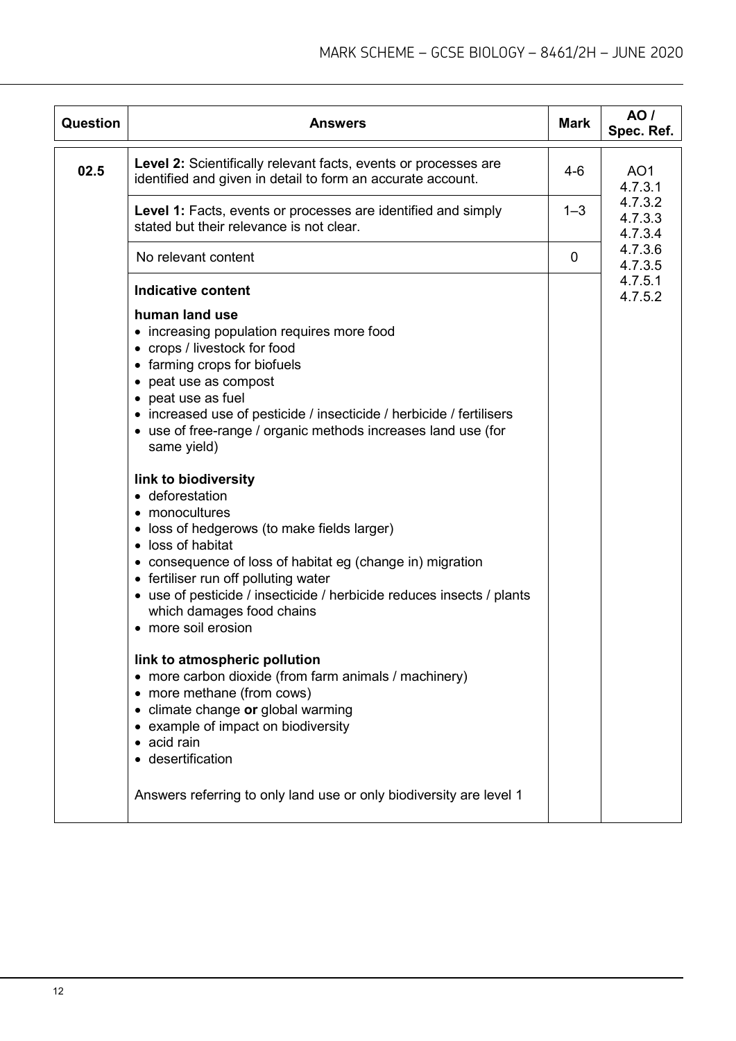| Question | Answers | Mark | AO / Spec. Ref. |
| --- | --- | --- | --- |
| 02.5 | **Level 2:** Scientifically relevant facts, events or processes are identified and given in detail to form an accurate account. | 4-6 | AO1<br>4.7.3.1<br>4.7.3.2<br>4.7.3.3<br>4.7.3.4<br>4.7.3.6<br>4.7.3.5<br>4.7.5.1<br>4.7.5.2 |
| | **Level 1:** Facts, events or processes are identified and simply stated but their relevance is not clear. | 1–3 | |
| | No relevant content | 0 | |
| | **Indicative content**<br><br>**human land use**<br>• increasing population requires more food<br>• crops / livestock for food<br>• farming crops for biofuels<br>• peat use as compost<br>• peat use as fuel<br>• increased use of pesticide / insecticide / herbicide / fertilisers<br>• use of free-range / organic methods increases land use (for same yield)<br><br>**link to biodiversity**<br>• deforestation<br>• monocultures<br>• loss of hedgerows (to make fields larger)<br>• loss of habitat<br>• consequence of loss of habitat eg (change in) migration<br>• fertiliser run off polluting water<br>• use of pesticide / insecticide / herbicide reduces insects / plants which damages food chains<br>• more soil erosion<br><br>**link to atmospheric pollution**<br>• more carbon dioxide (from farm animals / machinery)<br>• more methane (from cows)<br>• climate change **or** global warming<br>• example of impact on biodiversity<br>• acid rain<br>• desertification<br><br>Answers referring to only land use or only biodiversity are level 1 | | |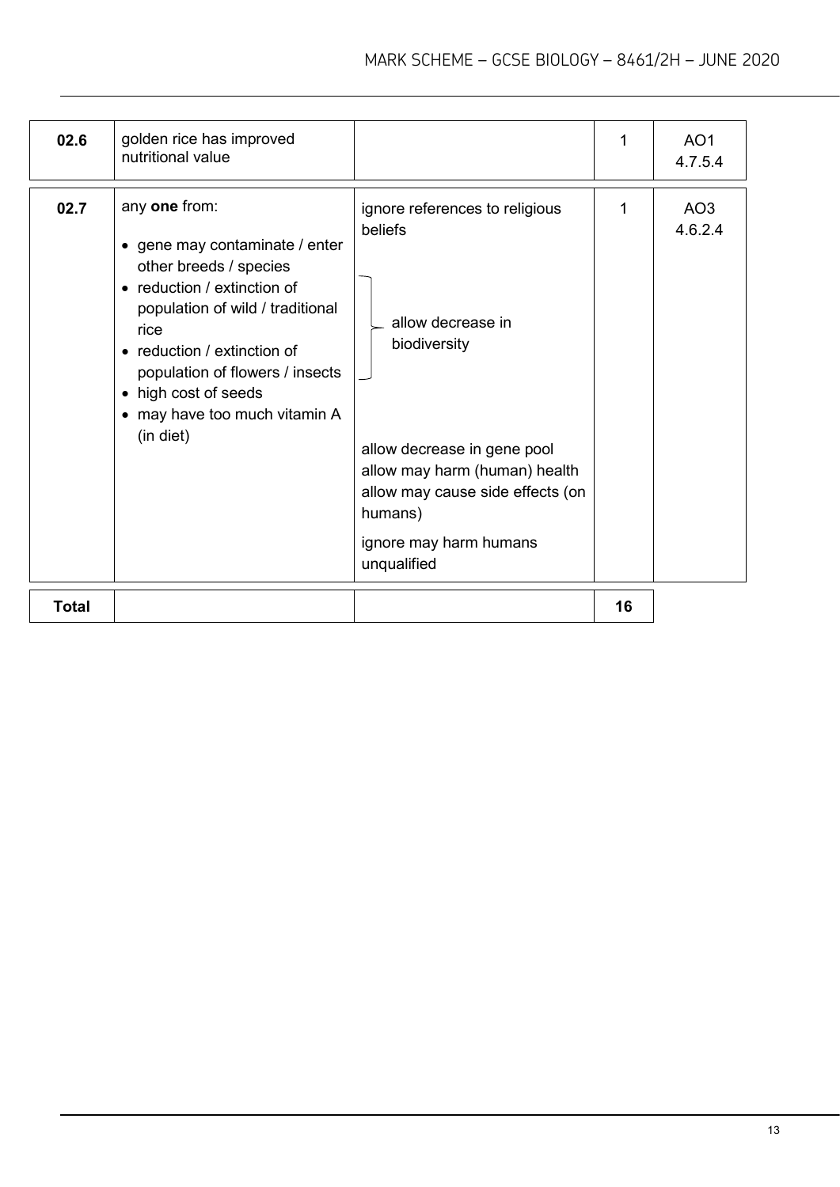| Question | Answers | Extra information | Mark | AO / Spec. Ref. |
|---|---|---|---|---|
| 02.6 | golden rice has improved nutritional value | | 1 | AO1<br>4.7.5.4 |
| 02.7 | any **one** from:<br>• gene may contaminate / enter other breeds / species<br>• reduction / extinction of population of wild / traditional rice<br>• reduction / extinction of population of flowers / insects<br>• high cost of seeds<br>• may have too much vitamin A (in diet) | ignore references to religious beliefs<br><br>allow decrease in biodiversity (for reduction / extinction of population of wild / traditional rice and reduction / extinction of population of flowers / insects)<br><br>allow decrease in gene pool<br>allow may harm (human) health<br>allow may cause side effects (on humans)<br><br>ignore may harm humans unqualified | 1 | AO3<br>4.6.2.4 |
| **Total** | | | **16** | |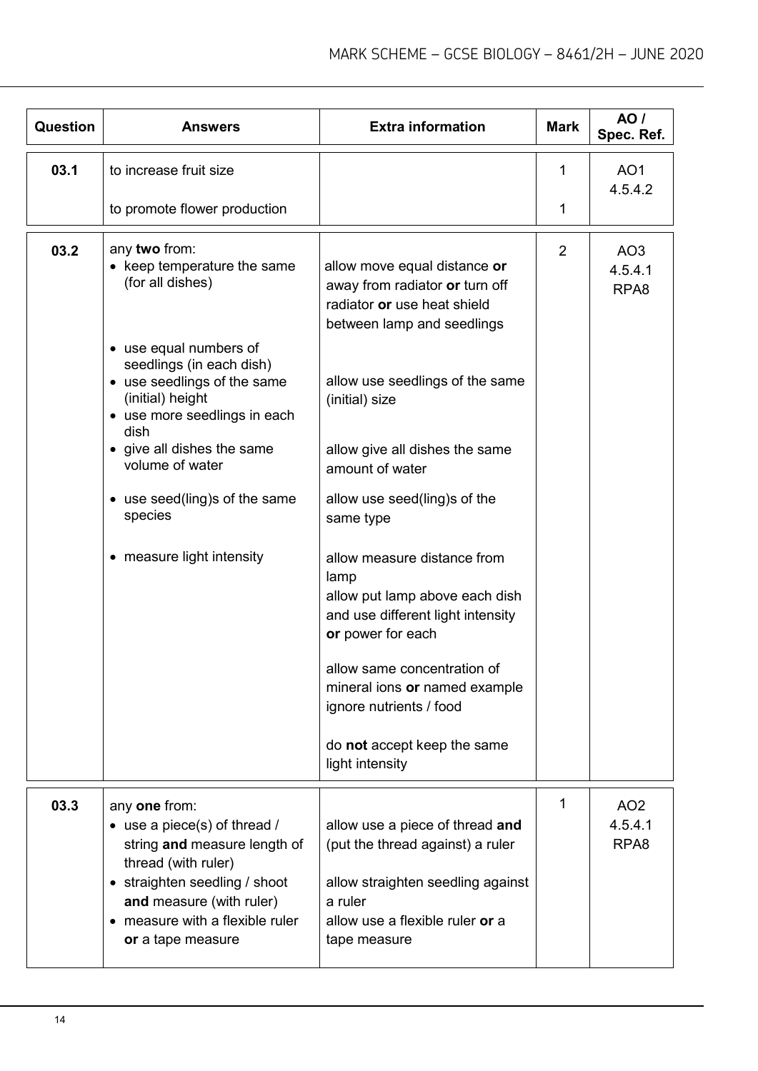| Question | Answers | Extra information | Mark | AO / Spec. Ref. |
|---|---|---|---|---|
| 03.1 | to increase fruit size<br><br>to promote flower production | | 1<br><br>1 | AO1<br>4.5.4.2 |
| 03.2 | any **two** from:<br>• keep temperature the same (for all dishes)<br><br>• use equal numbers of seedlings (in each dish)<br>• use seedlings of the same (initial) height<br>• use more seedlings in each dish<br>• give all dishes the same volume of water<br>• use seed(ling)s of the same species<br>• measure light intensity | allow move equal distance **or** away from radiator **or** turn off radiator **or** use heat shield between lamp and seedlings<br><br>allow use seedlings of the same (initial) size<br><br>allow give all dishes the same amount of water<br><br>allow use seed(ling)s of the same type<br><br>allow measure distance from lamp<br>allow put lamp above each dish and use different light intensity **or** power for each<br><br>allow same concentration of mineral ions **or** named example<br>ignore nutrients / food<br><br>do **not** accept keep the same light intensity | 2 | AO3<br>4.5.4.1<br>RPA8 |
| 03.3 | any **one** from:<br>• use a piece(s) of thread / string **and** measure length of thread (with ruler)<br>• straighten seedling / shoot **and** measure (with ruler)<br>• measure with a flexible ruler **or** a tape measure | allow use a piece of thread **and** (put the thread against) a ruler<br><br>allow straighten seedling against a ruler<br>allow use a flexible ruler **or** a tape measure | 1 | AO2<br>4.5.4.1<br>RPA8 |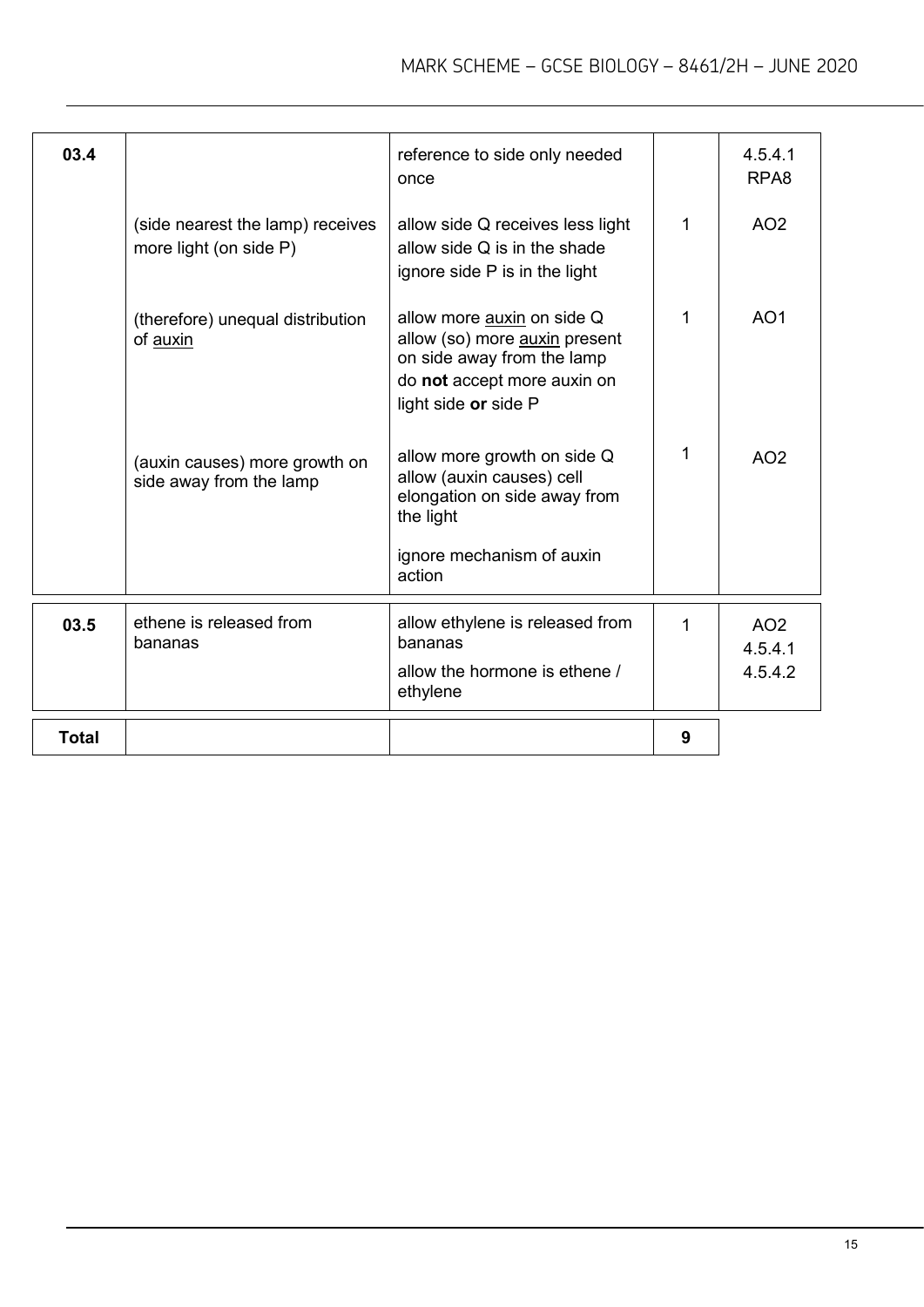| Question | Answers | Extra information | Mark | AO / Spec. Ref. |
|---|---|---|---|---|
| 03.4 | | reference to side only needed once | | 4.5.4.1 RPA8 |
| | (side nearest the lamp) receives more light (on side P) | allow side Q receives less light<br>allow side Q is in the shade<br>ignore side P is in the light | 1 | AO2 |
| | (therefore) unequal distribution of auxin | allow more auxin on side Q<br>allow (so) more auxin present on side away from the lamp<br>do **not** accept more auxin on light side **or** side P | 1 | AO1 |
| | (auxin causes) more growth on side away from the lamp | allow more growth on side Q<br>allow (auxin causes) cell elongation on side away from the light<br>ignore mechanism of auxin action | 1 | AO2 |
| 03.5 | ethene is released from bananas | allow ethylene is released from bananas<br>allow the hormone is ethene / ethylene | 1 | AO2<br>4.5.4.1<br>4.5.4.2 |
| **Total** | | | **9** | |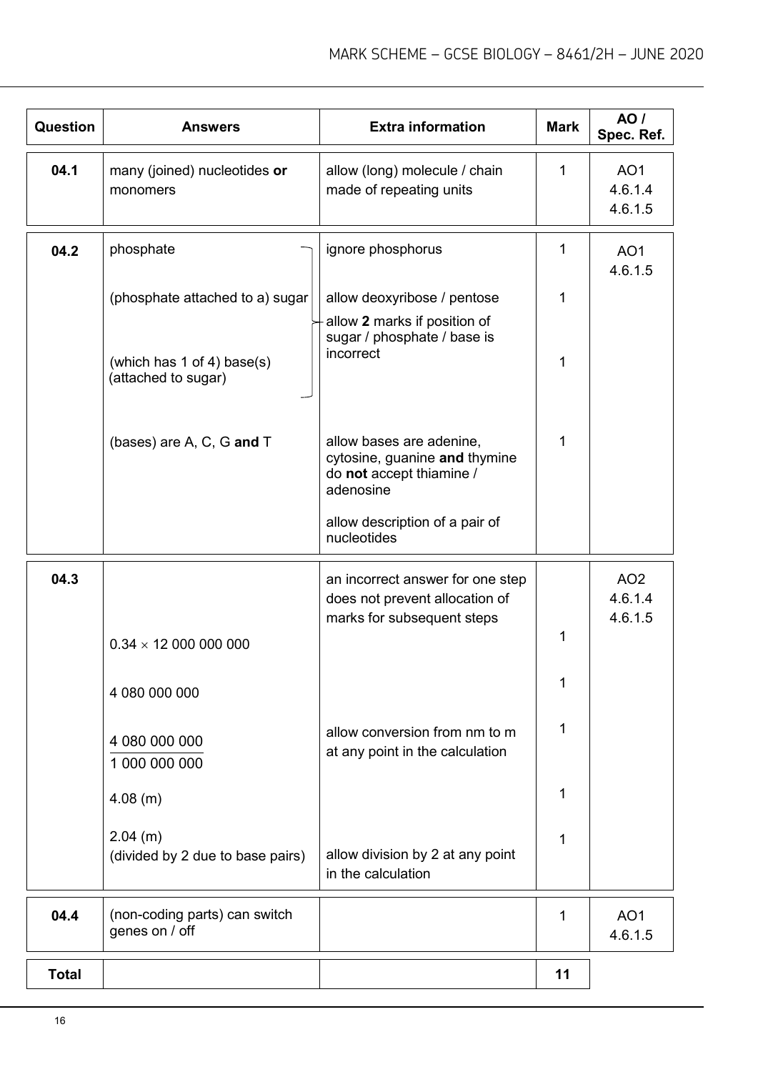| Question | Answers | Extra information | Mark | AO / Spec. Ref. |
| --- | --- | --- | --- | --- |
| 04.1 | many (joined) nucleotides **or** monomers | allow (long) molecule / chain made of repeating units | 1 | AO1 4.6.1.4 4.6.1.5 |
| 04.2 | phosphate | ignore phosphorus | 1 | AO1 4.6.1.5 |
| | (phosphate attached to a) sugar | allow deoxyribose / pentose<br>allow **2** marks if position of sugar / phosphate / base is incorrect | 1 | |
| | (which has 1 of 4) base(s) (attached to sugar) | | 1 | |
| | (bases) are A, C, G **and** T | allow bases are adenine, cytosine, guanine **and** thymine<br>do **not** accept thiamine / adenosine<br>allow description of a pair of nucleotides | 1 | |
| 04.3 | | an incorrect answer for one step does not prevent allocation of marks for subsequent steps | | AO2 4.6.1.4 4.6.1.5 |
| | $0.34 \times 12\ 000\ 000\ 000$ | | 1 | |
| | 4 080 000 000 | | 1 | |
| | $\frac{4\ 080\ 000\ 000}{1\ 000\ 000\ 000}$ | allow conversion from nm to m at any point in the calculation | 1 | |
| | 4.08 (m) | | 1 | |
| | 2.04 (m) (divided by 2 due to base pairs) | allow division by 2 at any point in the calculation | 1 | |
| 04.4 | (non-coding parts) can switch genes on / off | | 1 | AO1 4.6.1.5 |
| **Total** | | | **11** | |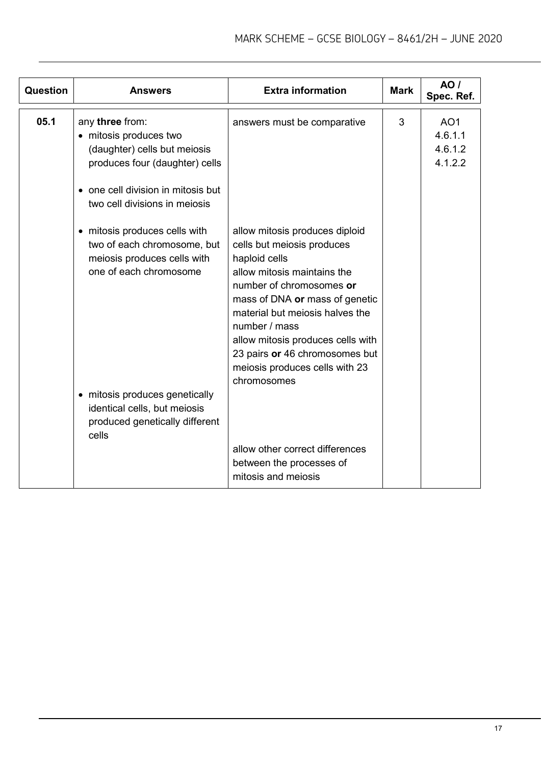| Question | Answers | Extra information | Mark | AO / Spec. Ref. |
| --- | --- | --- | --- | --- |
| 05.1 | any **three** from:<br>• mitosis produces two (daughter) cells but meiosis produces four (daughter) cells<br>• one cell division in mitosis but two cell divisions in meiosis<br>• mitosis produces cells with two of each chromosome, but meiosis produces cells with one of each chromosome<br>• mitosis produces genetically identical cells, but meiosis produced genetically different cells | answers must be comparative<br><br>allow mitosis produces diploid cells but meiosis produces haploid cells<br>allow mitosis maintains the number of chromosomes **or** mass of DNA **or** mass of genetic material but meiosis halves the number / mass<br>allow mitosis produces cells with 23 pairs **or** 46 chromosomes but meiosis produces cells with 23 chromosomes<br><br>allow other correct differences between the processes of mitosis and meiosis | 3 | AO1<br>4.6.1.1<br>4.6.1.2<br>4.1.2.2 |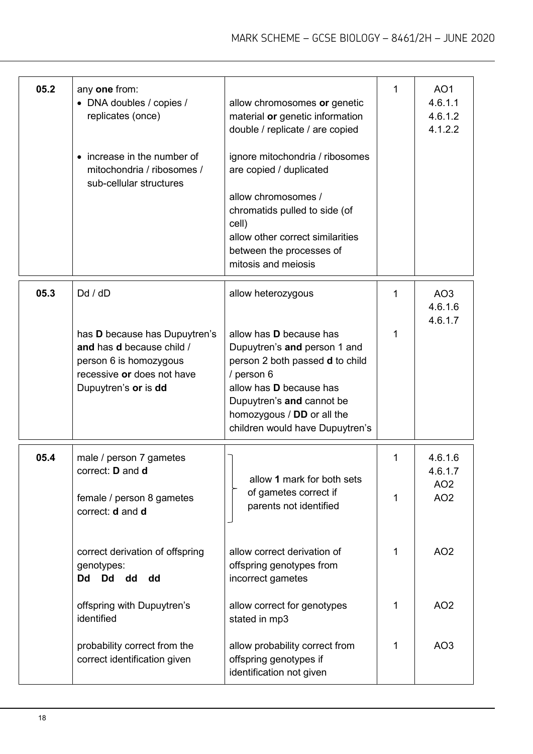| Question | Answers | Extra information | Mark | AO / Spec. Ref. |
|---|---|---|---|---|
| 05.2 | any **one** from:<br>• DNA doubles / copies / replicates (once)<br><br>• increase in the number of mitochondria / ribosomes / sub-cellular structures | allow chromosomes **or** genetic material **or** genetic information double / replicate / are copied<br><br>ignore mitochondria / ribosomes are copied / duplicated<br><br>allow chromosomes / chromatids pulled to side (of cell)<br>allow other correct similarities between the processes of mitosis and meiosis | 1 | AO1<br>4.6.1.1<br>4.6.1.2<br>4.1.2.2 |
| 05.3 | Dd / dD | allow heterozygous | 1 | AO3<br>4.6.1.6<br>4.6.1.7 |
| | has **D** because has Dupuytren's **and** has **d** because child / person 6 is homozygous recessive **or** does not have Dupuytren's **or** is **dd** | allow has **D** because has Dupuytren's **and** person 1 and person 2 both passed **d** to child / person 6<br>allow has **D** because has Dupuytren's **and** cannot be homozygous / **DD** or all the children would have Dupuytren's | 1 | |
| 05.4 | male / person 7 gametes correct: **D** and **d** | allow **1** mark for both sets of gametes correct if parents not identified | 1 | 4.6.1.6<br>4.6.1.7<br>AO2 |
| | female / person 8 gametes correct: **d** and **d** | | 1 | AO2 |
| | correct derivation of offspring genotypes:<br>**Dd Dd dd dd** | allow correct derivation of offspring genotypes from incorrect gametes | 1 | AO2 |
| | offspring with Dupuytren's identified | allow correct for genotypes stated in mp3 | 1 | AO2 |
| | probability correct from the correct identification given | allow probability correct from offspring genotypes if identification not given | 1 | AO3 |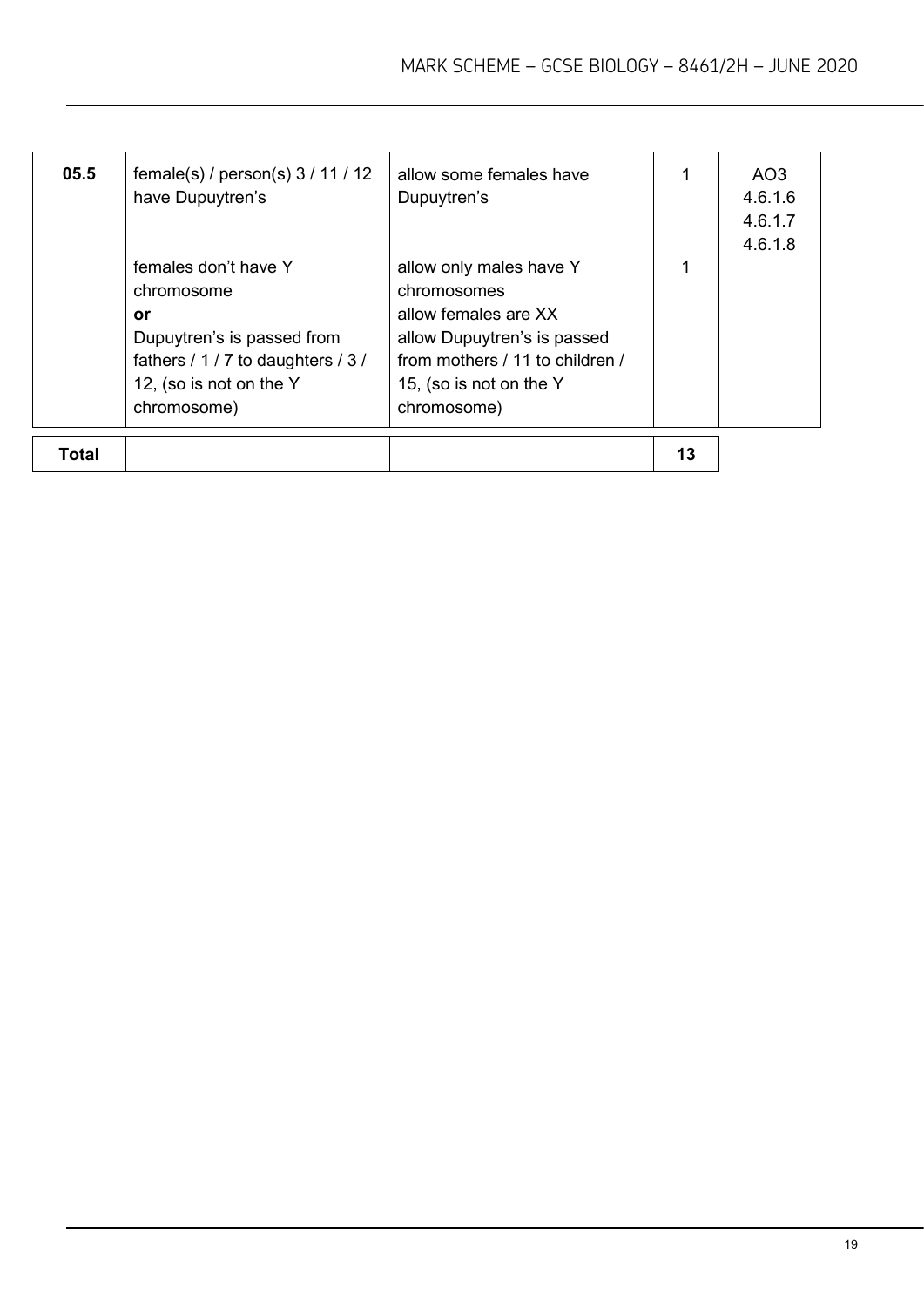| 05.5 | female(s) / person(s) 3 / 11 / 12 have Dupuytren's | allow some females have Dupuytren's | 1 | AO3<br>4.6.1.6<br>4.6.1.7<br>4.6.1.8 |
|---|---|---|---|---|
| | females don't have Y chromosome<br>**or**<br>Dupuytren's is passed from fathers / 1 / 7 to daughters / 3 / 12, (so is not on the Y chromosome) | allow only males have Y chromosomes<br>allow females are XX<br>allow Dupuytren's is passed from mothers / 11 to children / 15, (so is not on the Y chromosome) | 1 | |
| **Total** | | | **13** | |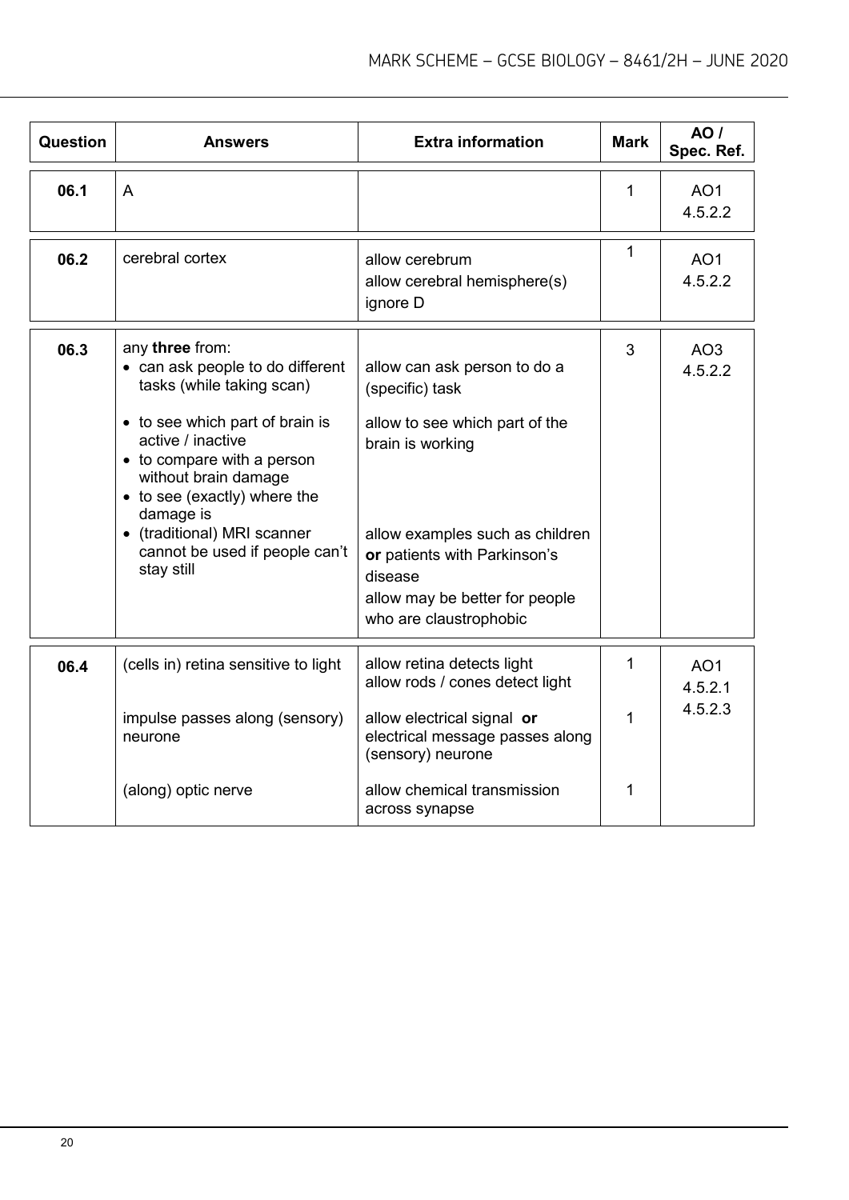| Question | Answers | Extra information | Mark | AO / Spec. Ref. |
|---|---|---|---|---|
| 06.1 | A | | 1 | AO1<br>4.5.2.2 |
| 06.2 | cerebral cortex | allow cerebrum<br>allow cerebral hemisphere(s)<br>ignore D | 1 | AO1<br>4.5.2.2 |
| 06.3 | any **three** from:<br>• can ask people to do different tasks (while taking scan)<br>• to see which part of brain is active / inactive<br>• to compare with a person without brain damage<br>• to see (exactly) where the damage is<br>• (traditional) MRI scanner cannot be used if people can't stay still | allow can ask person to do a (specific) task<br>allow to see which part of the brain is working<br>allow examples such as children **or** patients with Parkinson's disease<br>allow may be better for people who are claustrophobic | 3 | AO3<br>4.5.2.2 |
| 06.4 | (cells in) retina sensitive to light | allow retina detects light<br>allow rods / cones detect light | 1 | AO1<br>4.5.2.1<br>4.5.2.3 |
| | impulse passes along (sensory) neurone | allow electrical signal **or** electrical message passes along (sensory) neurone | 1 | |
| | (along) optic nerve | allow chemical transmission across synapse | 1 | |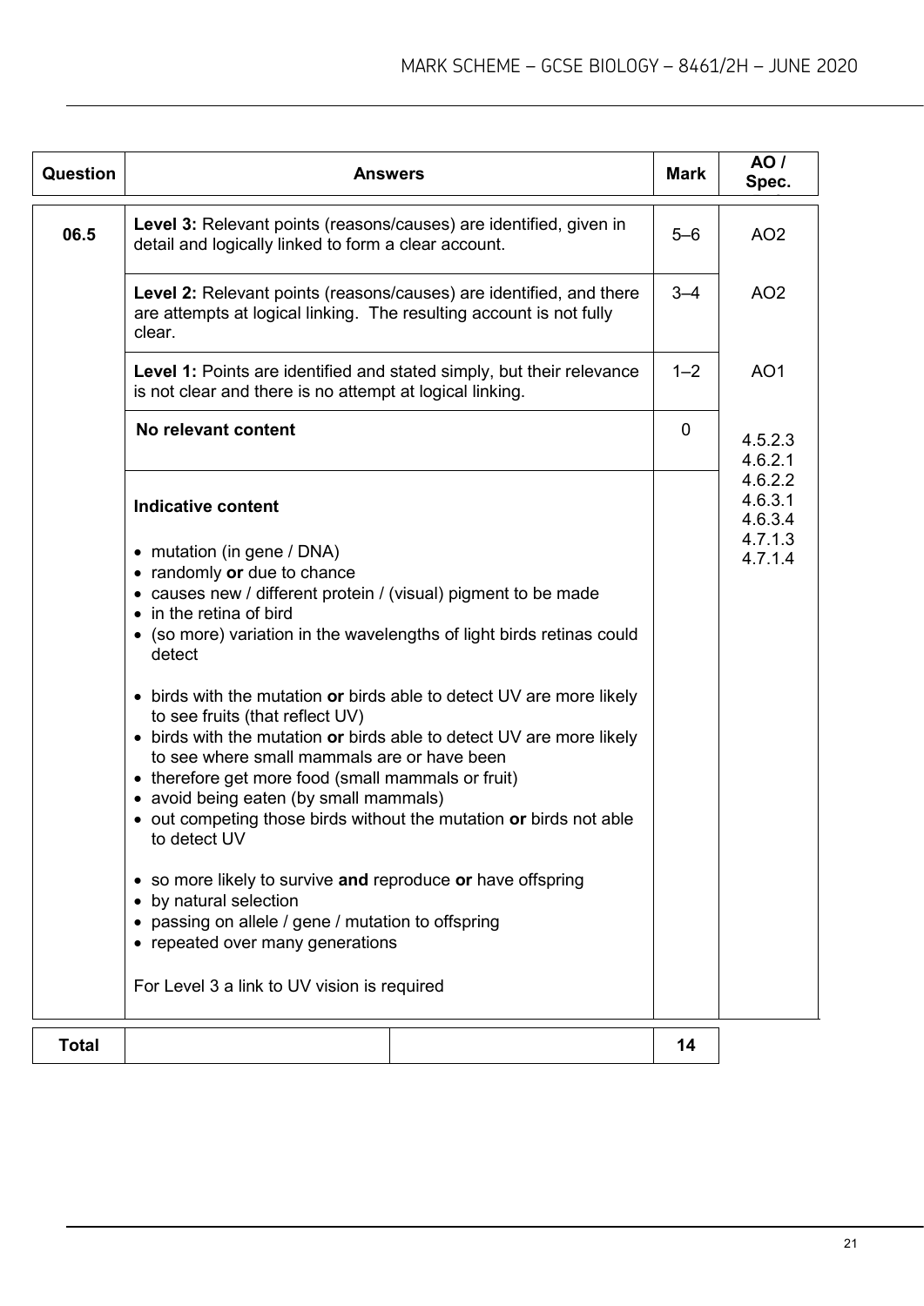| Question | Answers | Mark | AO / Spec. |
|---|---|---|---|
| 06.5 | **Level 3:** Relevant points (reasons/causes) are identified, given in detail and logically linked to form a clear account. | 5–6 | AO2 |
| | **Level 2:** Relevant points (reasons/causes) are identified, and there are attempts at logical linking. The resulting account is not fully clear. | 3–4 | AO2 |
| | **Level 1:** Points are identified and stated simply, but their relevance is not clear and there is no attempt at logical linking. | 1–2 | AO1 |
| | **No relevant content** | 0 | 4.5.2.3<br>4.6.2.1<br>4.6.2.2<br>4.6.3.1<br>4.6.3.4<br>4.7.1.3<br>4.7.1.4 |
| | **Indicative content**<br><br>• mutation (in gene / DNA)<br>• randomly **or** due to chance<br>• causes new / different protein / (visual) pigment to be made<br>• in the retina of bird<br>• (so more) variation in the wavelengths of light birds retinas could detect<br><br>• birds with the mutation **or** birds able to detect UV are more likely to see fruits (that reflect UV)<br>• birds with the mutation **or** birds able to detect UV are more likely to see where small mammals are or have been<br>• therefore get more food (small mammals or fruit)<br>• avoid being eaten (by small mammals)<br>• out competing those birds without the mutation **or** birds not able to detect UV<br><br>• so more likely to survive **and** reproduce **or** have offspring<br>• by natural selection<br>• passing on allele / gene / mutation to offspring<br>• repeated over many generations<br><br>For Level 3 a link to UV vision is required | | |

| Total | | | 14 |
|---|---|---|---|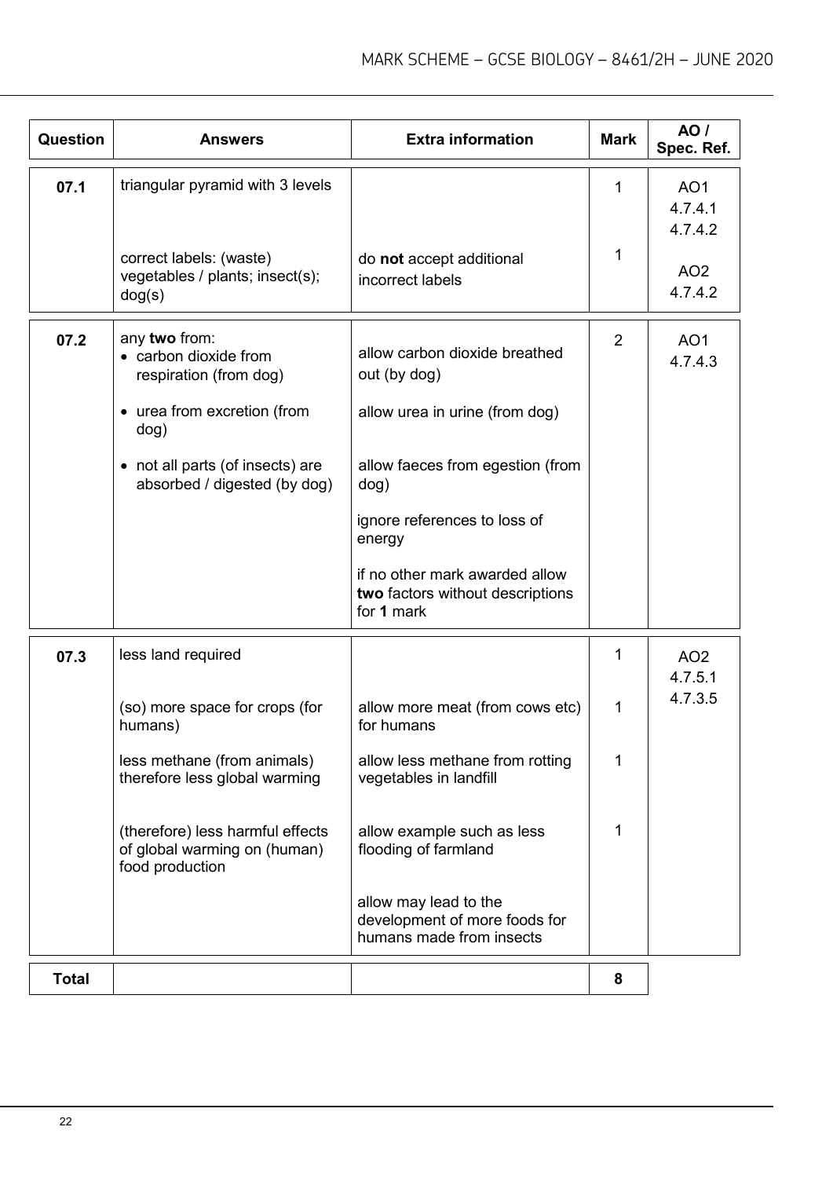| Question | Answers | Extra information | Mark | AO / Spec. Ref. |
|---|---|---|---|---|
| 07.1 | triangular pyramid with 3 levels | | 1 | AO1<br>4.7.4.1<br>4.7.4.2 |
| | correct labels: (waste) vegetables / plants; insect(s); dog(s) | do **not** accept additional incorrect labels | 1 | AO2<br>4.7.4.2 |
| 07.2 | any **two** from:<br>• carbon dioxide from respiration (from dog)<br>• urea from excretion (from dog)<br>• not all parts (of insects) are absorbed / digested (by dog) | allow carbon dioxide breathed out (by dog)<br>allow urea in urine (from dog)<br>allow faeces from egestion (from dog)<br>ignore references to loss of energy<br>if no other mark awarded allow **two** factors without descriptions for **1** mark | 2 | AO1<br>4.7.4.3 |
| 07.3 | less land required | | 1 | AO2<br>4.7.5.1<br>4.7.3.5 |
| | (so) more space for crops (for humans) | allow more meat (from cows etc) for humans | 1 | |
| | less methane (from animals) therefore less global warming | allow less methane from rotting vegetables in landfill | 1 | |
| | (therefore) less harmful effects of global warming on (human) food production | allow example such as less flooding of farmland | 1 | |
| | | allow may lead to the development of more foods for humans made from insects | | |
| **Total** | | | **8** | |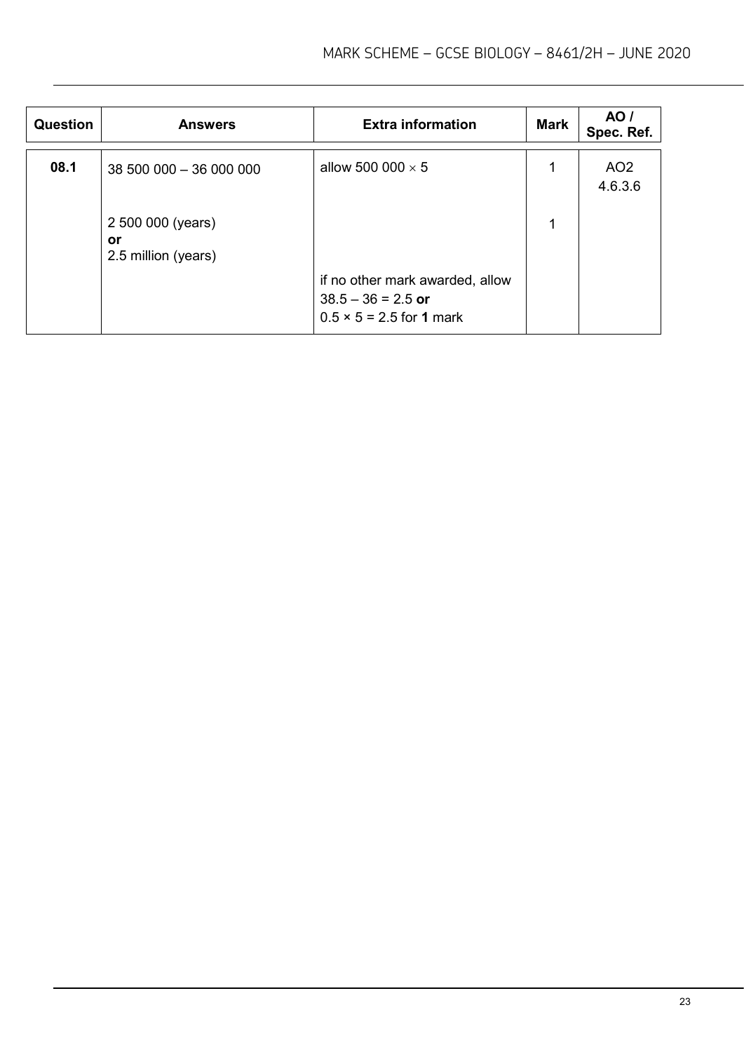| Question | Answers | Extra information | Mark | AO / Spec. Ref. |
| --- | --- | --- | --- | --- |
| 08.1 | 38 500 000 – 36 000 000 | allow 500 000 × 5 | 1 | AO2<br>4.6.3.6 |
| | 2 500 000 (years)<br>**or**<br>2.5 million (years) | | 1 | |
| | | if no other mark awarded, allow<br>38.5 – 36 = 2.5 **or**<br>0.5 × 5 = 2.5 for **1** mark | | |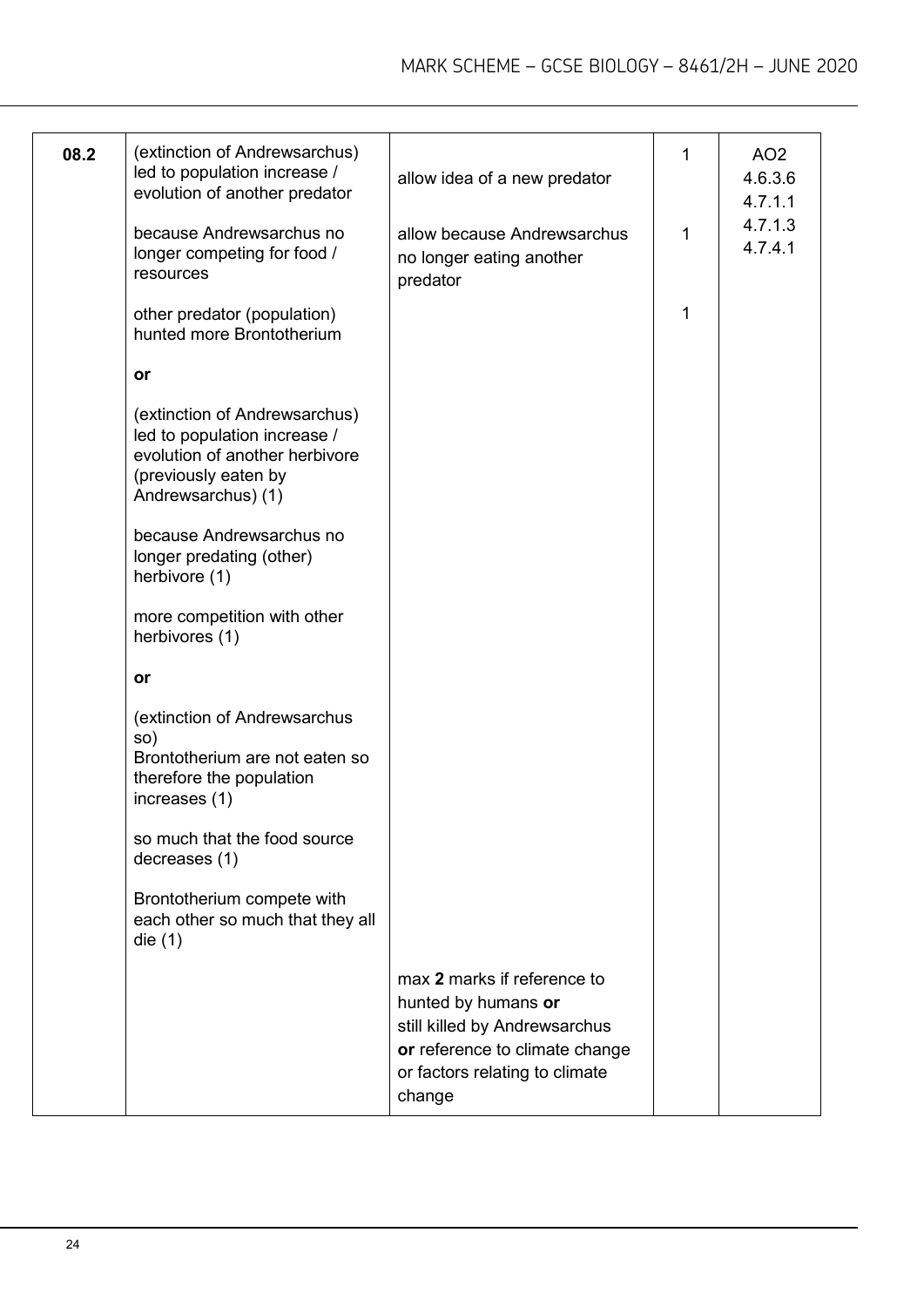| | | | | |
|---|---|---|---|---|
| 08.2 | (extinction of Andrewsarchus) led to population increase / evolution of another predator | allow idea of a new predator | 1 | AO2 4.6.3.6 4.7.1.1 4.7.1.3 4.7.4.1 |
| | because Andrewsarchus no longer competing for food / resources | allow because Andrewsarchus no longer eating another predator | 1 | |
| | other predator (population) hunted more Brontotherium | | 1 | |
| | **or** | | | |
| | (extinction of Andrewsarchus) led to population increase / evolution of another herbivore (previously eaten by Andrewsarchus) (1) | | | |
| | because Andrewsarchus no longer predating (other) herbivore (1) | | | |
| | more competition with other herbivores (1) | | | |
| | **or** | | | |
| | (extinction of Andrewsarchus so) Brontotherium are not eaten so therefore the population increases (1) | | | |
| | so much that the food source decreases (1) | | | |
| | Brontotherium compete with each other so much that they all die (1) | | | |
| | | max **2** marks if reference to hunted by humans **or** still killed by Andrewsarchus **or** reference to climate change or factors relating to climate change | | |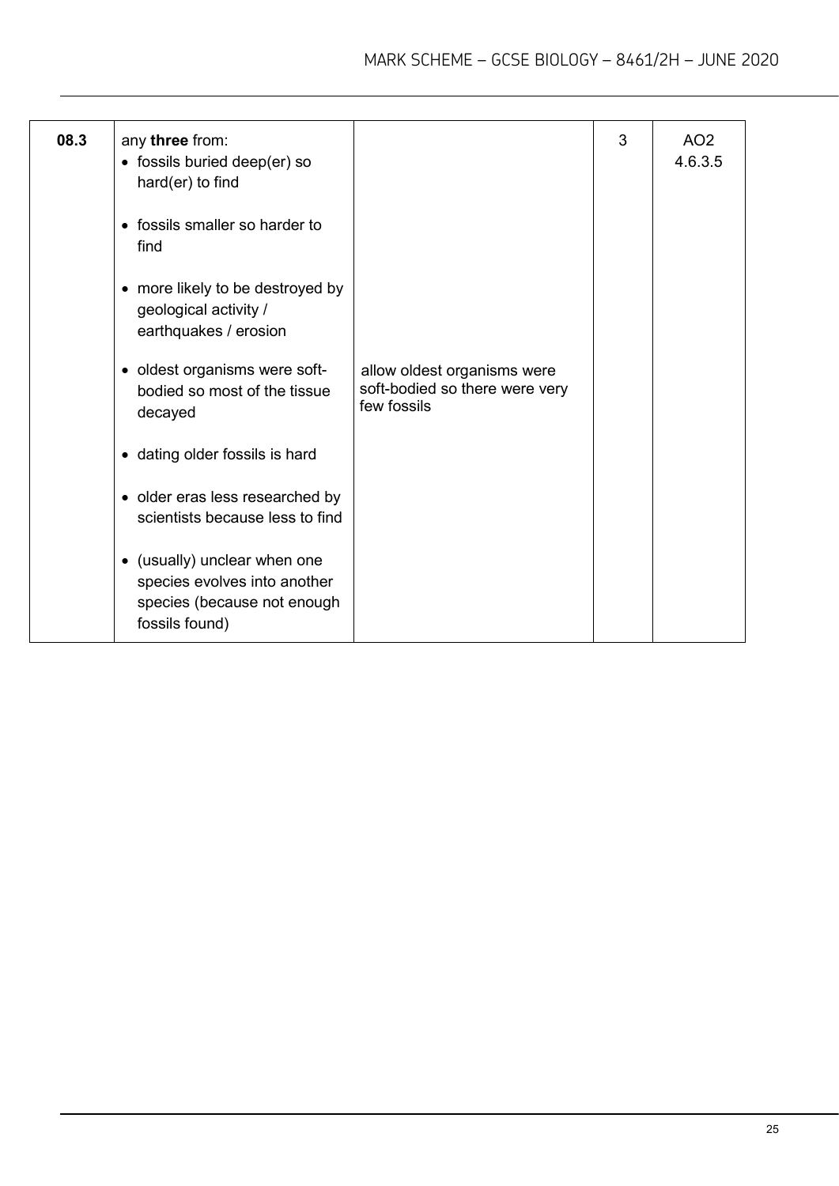| 08.3 | any **three** from:<br>• fossils buried deep(er) so hard(er) to find<br><br>• fossils smaller so harder to find<br><br>• more likely to be destroyed by geological activity / earthquakes / erosion<br><br>• oldest organisms were soft-bodied so most of the tissue decayed<br><br>• dating older fossils is hard<br><br>• older eras less researched by scientists because less to find<br><br>• (usually) unclear when one species evolves into another species (because not enough fossils found) | allow oldest organisms were soft-bodied so there were very few fossils | 3 | AO2<br>4.6.3.5 |
|---|---|---|---|---|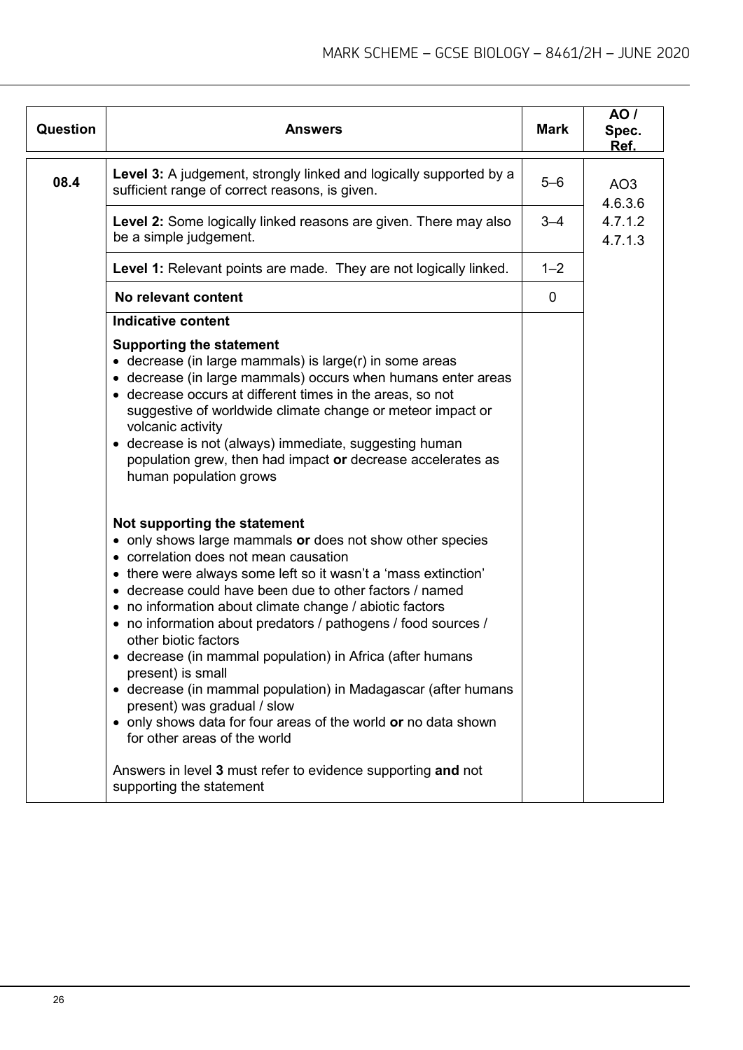| Question | Answers | Mark | AO / Spec. Ref. |
|---|---|---|---|
| 08.4 | **Level 3:** A judgement, strongly linked and logically supported by a sufficient range of correct reasons, is given. | 5–6 | AO3<br>4.6.3.6<br>4.7.1.2<br>4.7.1.3 |
| | **Level 2:** Some logically linked reasons are given. There may also be a simple judgement. | 3–4 | |
| | **Level 1:** Relevant points are made. They are not logically linked. | 1–2 | |
| | **No relevant content** | 0 | |
| | **Indicative content**<br><br>**Supporting the statement**<br>• decrease (in large mammals) is large(r) in some areas<br>• decrease (in large mammals) occurs when humans enter areas<br>• decrease occurs at different times in the areas, so not suggestive of worldwide climate change or meteor impact or volcanic activity<br>• decrease is not (always) immediate, suggesting human population grew, then had impact **or** decrease accelerates as human population grows<br><br>**Not supporting the statement**<br>• only shows large mammals **or** does not show other species<br>• correlation does not mean causation<br>• there were always some left so it wasn't a 'mass extinction'<br>• decrease could have been due to other factors / named<br>• no information about climate change / abiotic factors<br>• no information about predators / pathogens / food sources / other biotic factors<br>• decrease (in mammal population) in Africa (after humans present) is small<br>• decrease (in mammal population) in Madagascar (after humans present) was gradual / slow<br>• only shows data for four areas of the world **or** no data shown for other areas of the world<br><br>Answers in level **3** must refer to evidence supporting **and** not supporting the statement | | |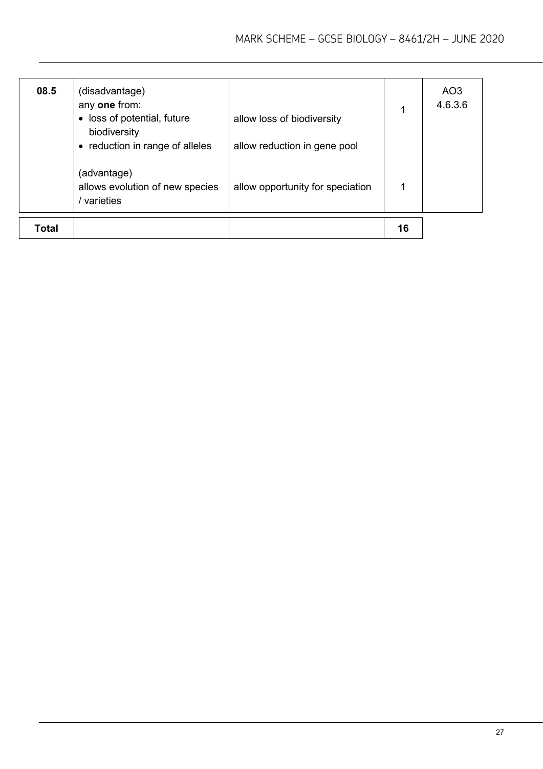| | | | | |
|---|---|---|---|---|
| 08.5 | (disadvantage)<br>any **one** from:<br>• loss of potential, future biodiversity<br>• reduction in range of alleles | allow loss of biodiversity<br>allow reduction in gene pool | 1 | AO3<br>4.6.3.6 |
| | (advantage)<br>allows evolution of new species / varieties | allow opportunity for speciation | 1 | |
| **Total** | | | **16** | |